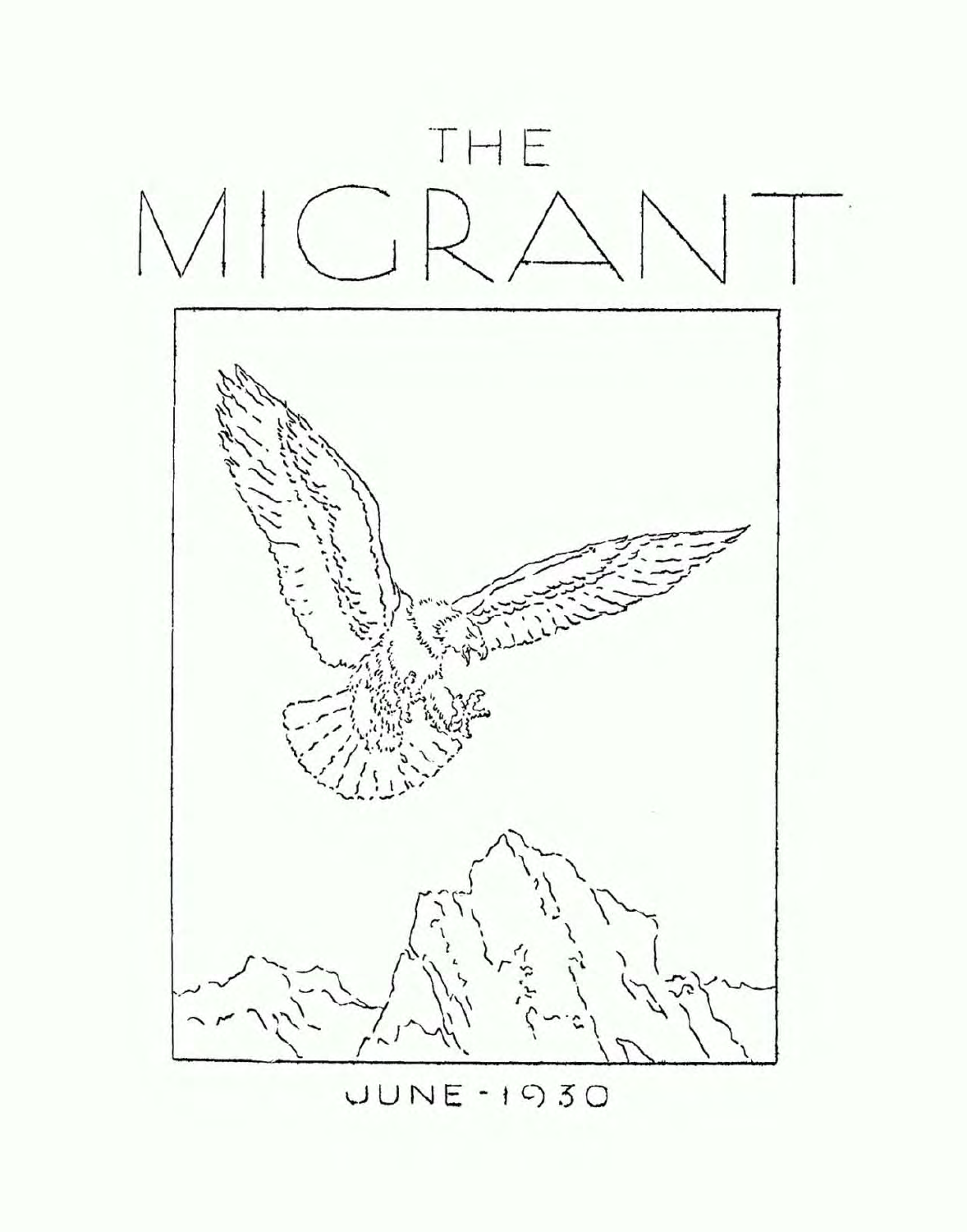# THE MIGRANT

JUNE - 1930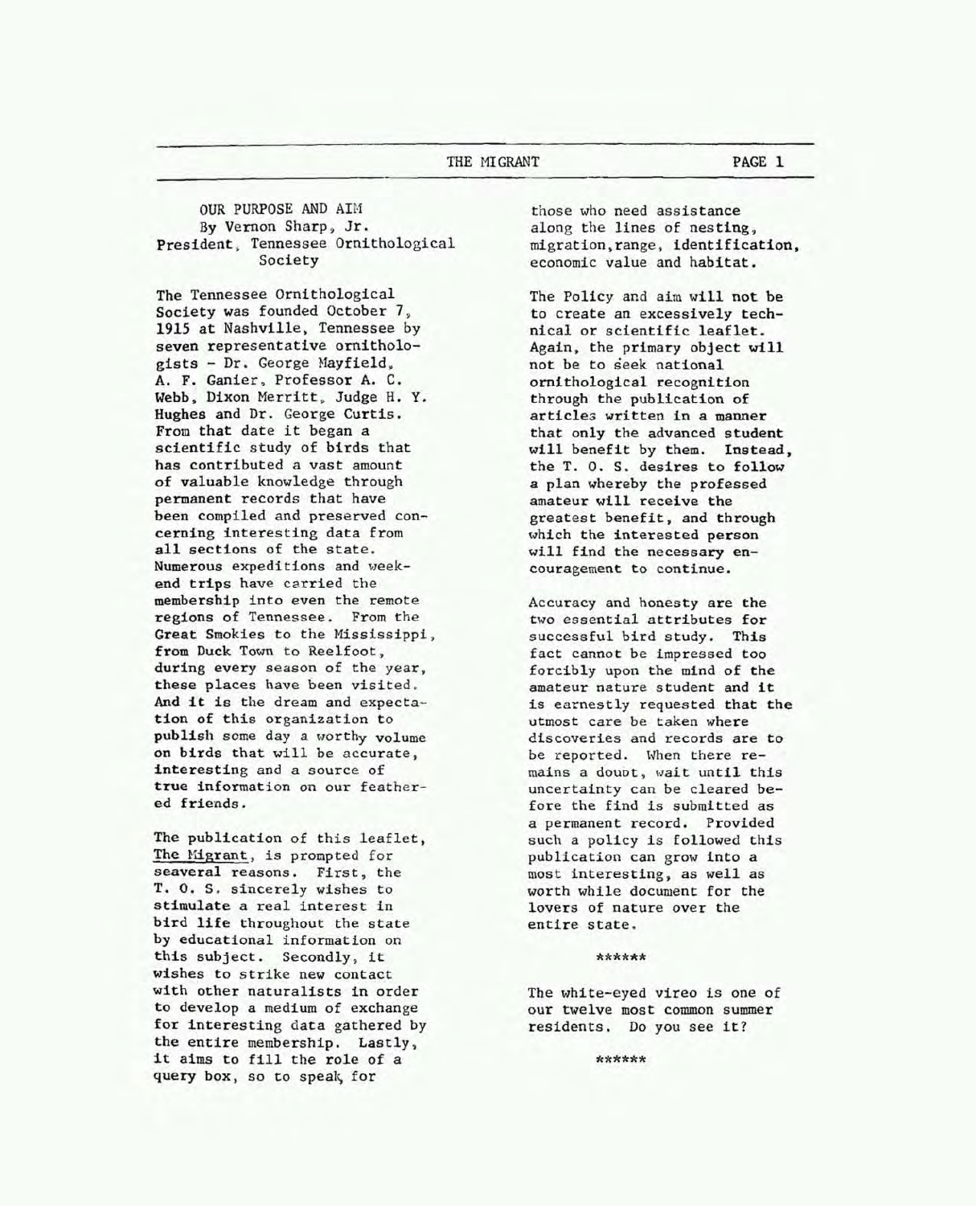## OUR PURPOSE AND AIM

By Vernon Sharp, Jr.
President, Tennessee Ornithological Society

The Tennessee Ornithological Society was founded October 7, 1915 at Nashville, Tennessee by seven representative ornithologists - Dr. George Mayfield, A. F. Ganier, Professor A. C. Webb, Dixon Merritt, Judge H. Y. Hughes and Dr. George Curtis. From that date it began a scientific study of birds that has contributed a vast amount of valuable knowledge through permanent records that have been compiled and preserved concerning interesting data from all sections of the state. Numerous expeditions and week-end trips have carried the membership into even the remote regions of Tennessee. From the Great Smokies to the Mississippi, from Duck Town to Reelfoot, during every season of the year, these places have been visited. And it is the dream and expectation of this organization to publish some day a worthy volume on birds that will be accurate, interesting and a source of true information on our feathered friends.

The publication of this leaflet, The Migrant, is prompted for seaveral reasons. First, the T. O. S. sincerely wishes to stimulate a real interest in bird life throughout the state by educational information on this subject. Secondly, it wishes to strike new contact with other naturalists in order to develop a medium of exchange for interesting data gathered by the entire membership. Lastly, it aims to fill the role of a query box, so to speak, for those who need assistance along the lines of nesting, migration, range, identification, economic value and habitat.

The Policy and aim will not be to create an excessively technical or scientific leaflet. Again, the primary object will not be to seek national ornithological recognition through the publication of articles written in a manner that only the advanced student will benefit by them. Instead, the T. O. S. desires to follow a plan whereby the professed amateur will receive the greatest benefit, and through which the interested person will find the necessary encouragement to continue.

Accuracy and honesty are the two essential attributes for successful bird study. This fact cannot be impressed too forcibly upon the mind of the amateur nature student and it is earnestly requested that the utmost care be taken where discoveries and records are to be reported. When there remains a doubt, wait until this uncertainty can be cleared before the find is submitted as a permanent record. Provided such a policy is followed this publication can grow into a most interesting, as well as worth while document for the lovers of nature over the entire state.

******

The white-eyed vireo is one of our twelve most common summer residents. Do you see it?

******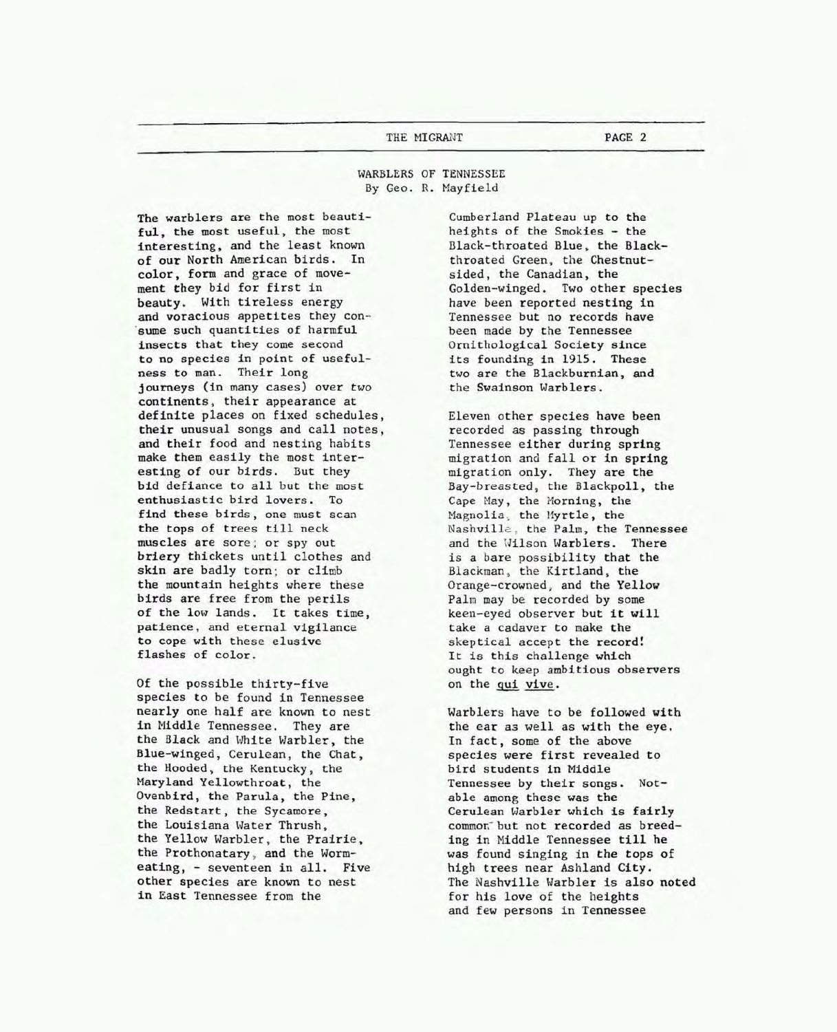## WARBLERS OF TENNESSEE

By Geo. R. Mayfield

The warblers are the most beautiful, the most useful, the most interesting, and the least known of our North American birds. In color, form and grace of movement they bid for first in beauty. With tireless energy and voracious appetites they consume such quantities of harmful insects that they come second to no species in point of usefulness to man. Their long journeys (in many cases) over two continents, their appearance at definite places on fixed schedules, their unusual songs and call notes, and their food and nesting habits make them easily the most interesting of our birds. But they bid defiance to all but the most enthusiastic bird lovers. To find these birds, one must scan the tops of trees till neck muscles are sore; or spy out briery thickets until clothes and skin are badly torn; or climb the mountain heights where these birds are free from the perils of the low lands. It takes time, patience, and eternal vigilance to cope with these elusive flashes of color.

Of the possible thirty-five species to be found in Tennessee nearly one half are known to nest in Middle Tennessee. They are the Black and White Warbler, the Blue-winged, Cerulean, the Chat, the Hooded, the Kentucky, the Maryland Yellowthroat, the Ovenbird, the Parula, the Pine, the Redstart, the Sycamore, the Louisiana Water Thrush, the Yellow Warbler, the Prairie, the Prothonatary, and the Worm-eating, - seventeen in all. Five other species are known to nest in East Tennessee from the Cumberland Plateau up to the heights of the Smokies - the Black-throated Blue, the Black-throated Green, the Chestnut-sided, the Canadian, the Golden-winged. Two other species have been reported nesting in Tennessee but no records have been made by the Tennessee Ornithological Society since its founding in 1915. These two are the Blackburnian, and the Swainson Warblers.

Eleven other species have been recorded as passing through Tennessee either during spring migration and fall or in spring migration only. They are the Bay-breasted, the Blackpoll, the Cape May, the Morning, the Magnolia, the Myrtle, the Nashville, the Palm, the Tennessee and the Wilson Warblers. There is a bare possibility that the Blackman, the Kirtland, the Orange-crowned, and the Yellow Palm may be recorded by some keen-eyed observer but it will take a cadaver to make the skeptical accept the record! It is this challenge which ought to keep ambitious observers on the qui vive.

Warblers have to be followed with the ear as well as with the eye. In fact, some of the above species were first revealed to bird students in Middle Tennessee by their songs. Notable among these was the Cerulean Warbler which is fairly common but not recorded as breeding in Middle Tennessee till he was found singing in the tops of high trees near Ashland City. The Nashville Warbler is also noted for his love of the heights and few persons in Tennessee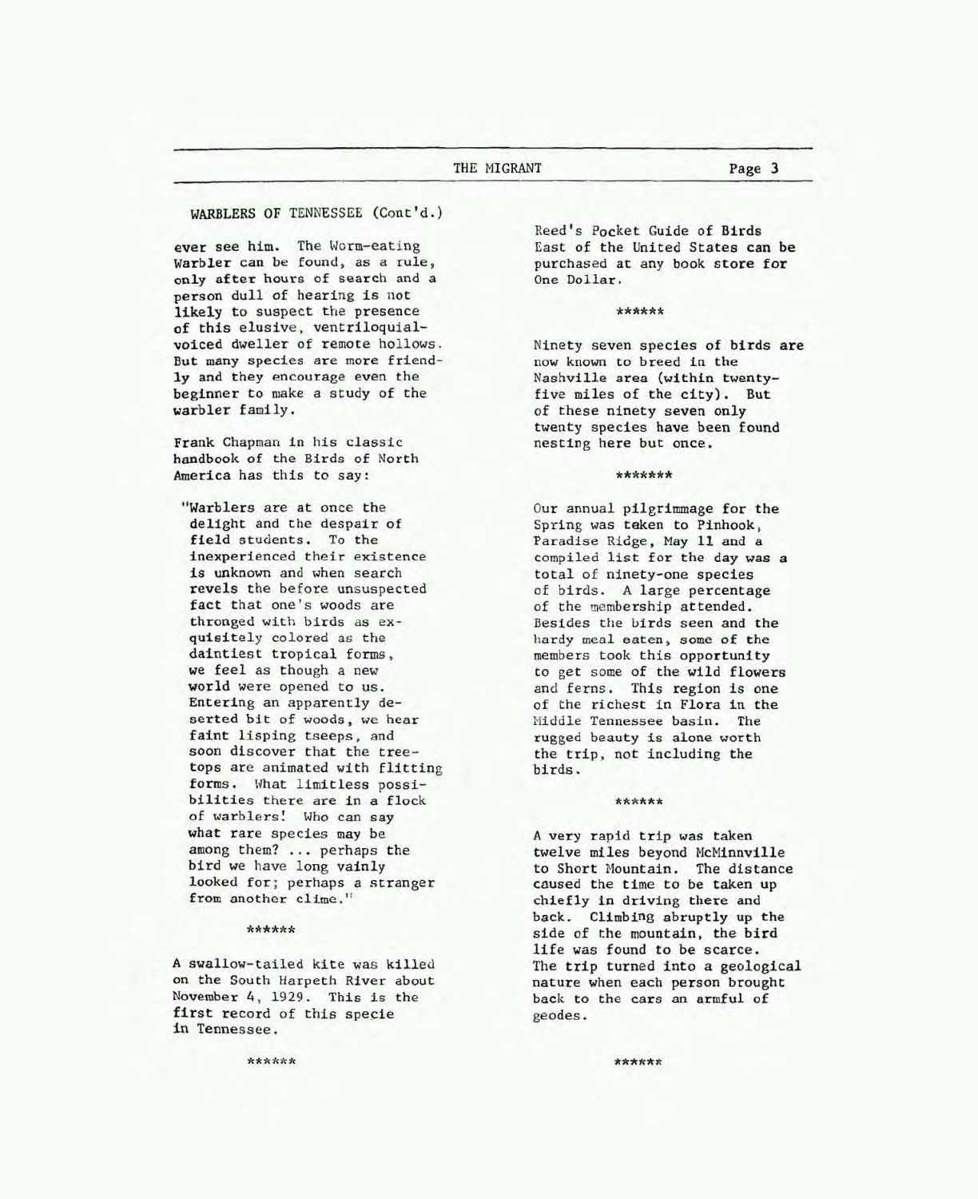WARBLERS OF TENNESSEE (Cont'd.)

ever see him. The Worm-eating Warbler can be found, as a rule, only after hours of search and a person dull of hearing is not likely to suspect the presence of this elusive, ventriloquial-voiced dweller of remote hollows. But many species are more friendly and they encourage even the beginner to make a study of the warbler family.

Frank Chapman in his classic handbook of the Birds of North America has this to say:

> "Warblers are at once the delight and the despair of field students. To the inexperienced their existence is unknown and when search revels the before unsuspected fact that one's woods are thronged with birds as exquisitely colored as the daintiest tropical forms, we feel as though a new world were opened to us. Entering an apparently deserted bit of woods, we hear faint lisping tseeps, and soon discover that the treetops are animated with flitting forms. What limitless possibilities there are in a flock of warblers! Who can say what rare species may be among them? ... perhaps the bird we have long vainly looked for; perhaps a stranger from another clime."

******

A swallow-tailed kite was killed on the South Harpeth River about November 4, 1929. This is the first record of this specie in Tennessee.

******

Reed's Pocket Guide of Birds East of the United States can be purchased at any book store for One Dollar.

******

Ninety seven species of birds are now known to breed in the Nashville area (within twenty-five miles of the city). But of these ninety seven only twenty species have been found nesting here but once.

*******

Our annual pilgrimmage for the Spring was taken to Pinhook, Paradise Ridge, May 11 and a compiled list for the day was a total of ninety-one species of birds. A large percentage of the membership attended. Besides the birds seen and the hardy meal eaten, some of the members took this opportunity to get some of the wild flowers and ferns. This region is one of the richest in Flora in the Middle Tennessee basin. The rugged beauty is alone worth the trip, not including the birds.

******

A very rapid trip was taken twelve miles beyond McMinnville to Short Mountain. The distance caused the time to be taken up chiefly in driving there and back. Climbing abruptly up the side of the mountain, the bird life was found to be scarce. The trip turned into a geological nature when each person brought back to the cars an armful of geodes.

******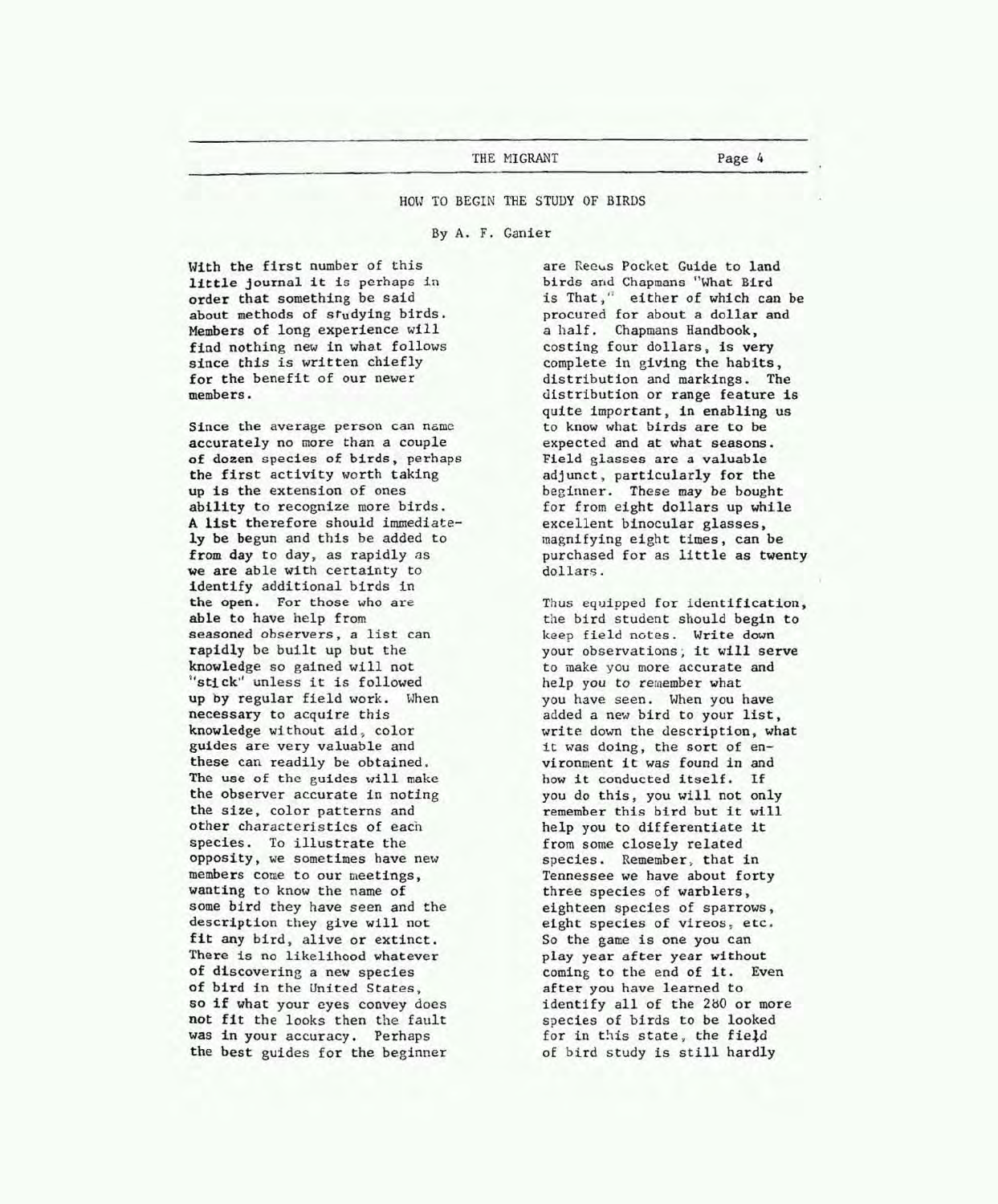## HOW TO BEGIN THE STUDY OF BIRDS

By A. F. Ganier

With the first number of this little journal it is perhaps in order that something be said about methods of studying birds. Members of long experience will find nothing new in what follows since this is written chiefly for the benefit of our newer members.

Since the average person can name accurately no more than a couple of dozen species of birds, perhaps the first activity worth taking up is the extension of ones ability to recognize more birds. A list therefore should immediately be begun and this be added to from day to day, as rapidly as we are able with certainty to identify additional birds in the open. For those who are able to have help from seasoned observers, a list can rapidly be built up but the knowledge so gained will not "stick" unless it is followed up by regular field work. When necessary to acquire this knowledge without aid, color guides are very valuable and these can readily be obtained. The use of the guides will make the observer accurate in noting the size, color patterns and other characteristics of each species. To illustrate the opposity, we sometimes have new members come to our meetings, wanting to know the name of some bird they have seen and the description they give will not fit any bird, alive or extinct. There is no likelihood whatever of discovering a new species of bird in the United States, so if what your eyes convey does not fit the looks then the fault was in your accuracy. Perhaps the best guides for the beginner are Reeds Pocket Guide to land birds and Chapmans "What Bird is That," either of which can be procured for about a dollar and a half. Chapmans Handbook, costing four dollars, is very complete in giving the habits, distribution and markings. The distribution or range feature is quite important, in enabling us to know what birds are to be expected and at what seasons. Field glasses are a valuable adjunct, particularly for the beginner. These may be bought for from eight dollars up while excellent binocular glasses, magnifying eight times, can be purchased for as little as twenty dollars.

Thus equipped for identification, the bird student should begin to keep field notes. Write down your observations; it will serve to make you more accurate and help you to remember what you have seen. When you have added a new bird to your list, write down the description, what it was doing, the sort of environment it was found in and how it conducted itself. If you do this, you will not only remember this bird but it will help you to differentiate it from some closely related species. Remember, that in Tennessee we have about forty three species of warblers, eighteen species of sparrows, eight species of vireos, etc. So the game is one you can play year after year without coming to the end of it. Even after you have learned to identify all of the 280 or more species of birds to be looked for in this state, the field of bird study is still hardly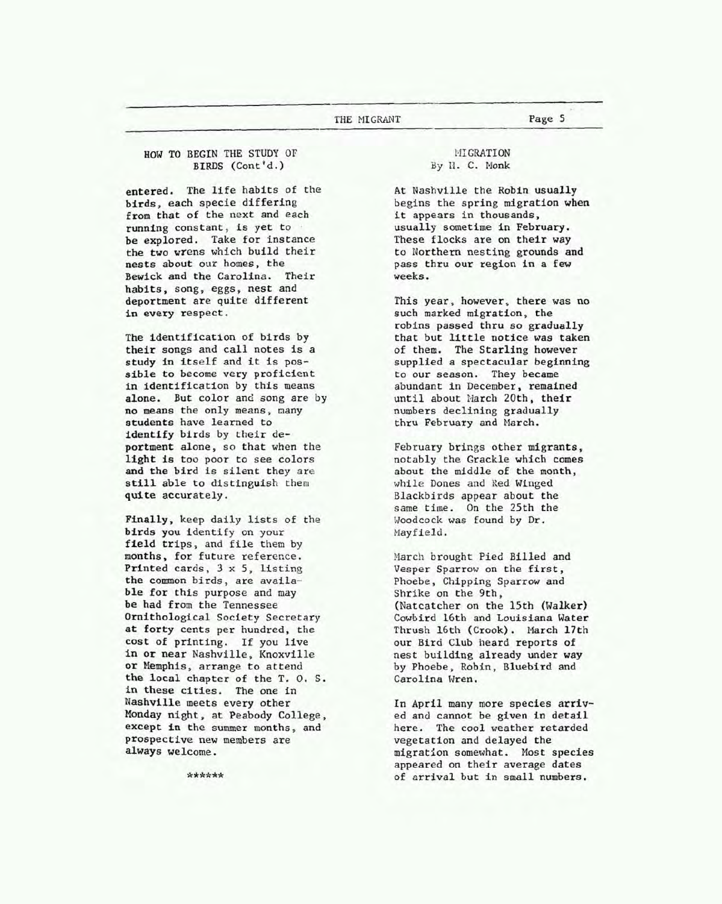## HOW TO BEGIN THE STUDY OF BIRDS (Cont'd.)

entered. The life habits of the birds, each specie differing from that of the next and each running constant, is yet to be explored. Take for instance the two wrens which build their nests about our homes, the Bewick and the Carolina. Their habits, song, eggs, nest and deportment are quite different in every respect.

The identification of birds by their songs and call notes is a study in itself and it is possible to become very proficient in identification by this means alone. But color and song are by no means the only means, many students have learned to identify birds by their deportment alone, so that when the light is too poor to see colors and the bird is silent they are still able to distinguish them quite accurately.

Finally, keep daily lists of the birds you identify on your field trips, and file them by months, for future reference. Printed cards, 3 x 5, listing the common birds, are available for this purpose and may be had from the Tennessee Ornithological Society Secretary at forty cents per hundred, the cost of printing. If you live in or near Nashville, Knoxville or Memphis, arrange to attend the local chapter of the T. O. S. in these cities. The one in Nashville meets every other Monday night, at Peabody College, except in the summer months, and prospective new members are always welcome.

******

## MIGRATION
By H. C. Monk

At Nashville the Robin usually begins the spring migration when it appears in thousands, usually sometime in February. These flocks are on their way to Northern nesting grounds and pass thru our region in a few weeks.

This year, however, there was no such marked migration, the robins passed thru so gradually that but little notice was taken of them. The Starling however supplied a spectacular beginning to our season. They became abundant in December, remained until about March 20th, their numbers declining gradually thru February and March.

February brings other migrants, notably the Grackle which comes about the middle of the month, while Dones and Red Winged Blackbirds appear about the same time. On the 25th the Woodcock was found by Dr. Mayfield.

March brought Pied Billed and Vesper Sparrow on the first, Phoebe, Chipping Sparrow and Shrike on the 9th, (Natcatcher on the 15th (Walker) Cowbird 16th and Louisiana Water Thrush 16th (Crook). March 17th our Bird Club heard reports of nest building already under way by Phoebe, Robin, Bluebird and Carolina Wren.

In April many more species arrived and cannot be given in detail here. The cool weather retarded vegetation and delayed the migration somewhat. Most species appeared on their average dates of arrival but in small numbers.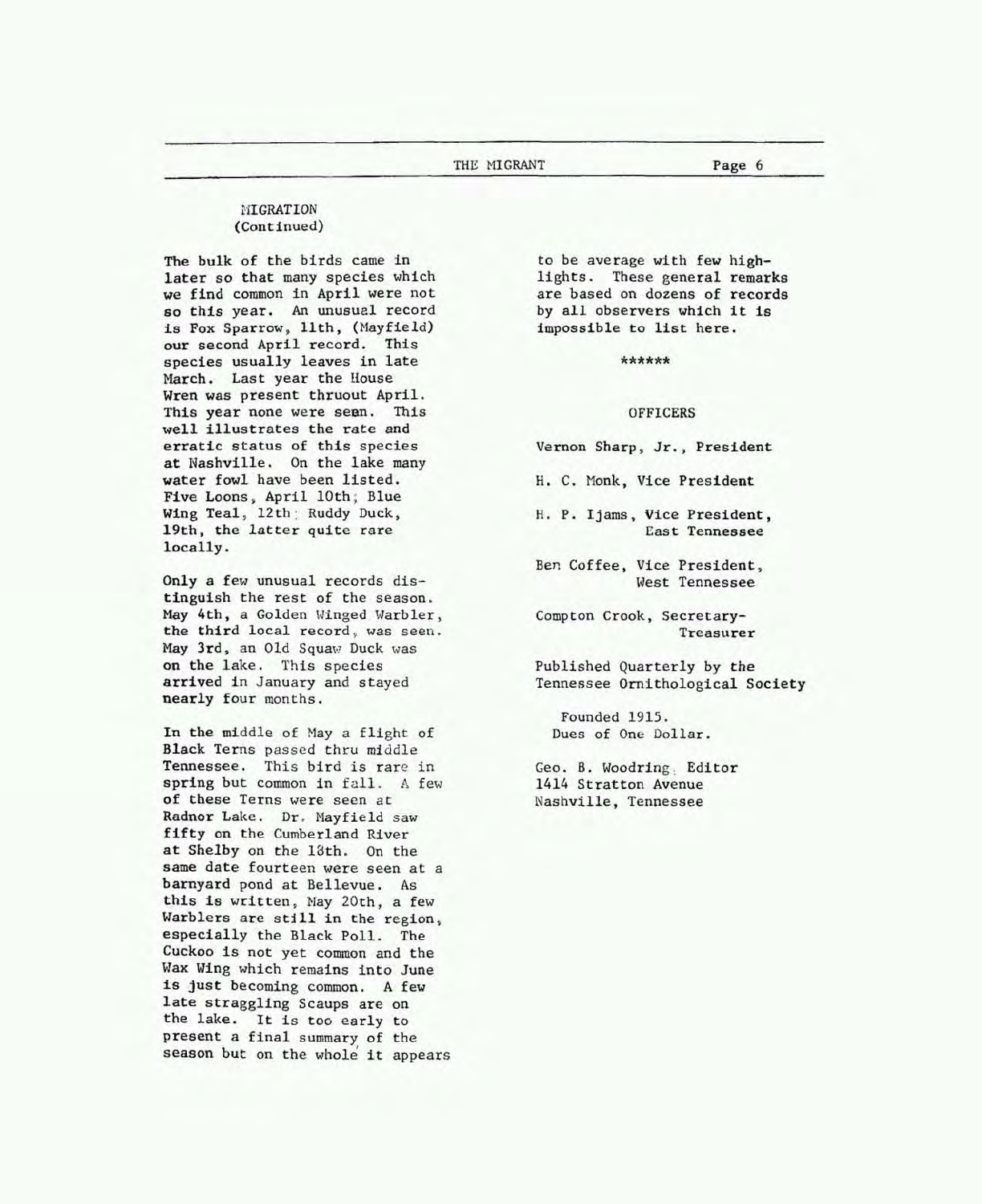MIGRATION
(Continued)

The bulk of the birds came in later so that many species which we find common in April were not so this year. An unusual record is Fox Sparrow, 11th, (Mayfield) our second April record. This species usually leaves in late March. Last year the House Wren was present thruout April. This year none were seen. This well illustrates the rate and erratic status of this species at Nashville. On the lake many water fowl have been listed. Five Loons, April 10th; Blue Wing Teal, 12th; Ruddy Duck, 19th, the latter quite rare locally.

Only a few unusual records distinguish the rest of the season. May 4th, a Golden Winged Warbler, the third local record, was seen. May 3rd, an Old Squaw Duck was on the lake. This species arrived in January and stayed nearly four months.

In the middle of May a flight of Black Terns passed thru middle Tennessee. This bird is rare in spring but common in fall. A few of these Terns were seen at Radnor Lake. Dr. Mayfield saw fifty on the Cumberland River at Shelby on the 18th. On the same date fourteen were seen at a barnyard pond at Bellevue. As this is written, May 20th, a few Warblers are still in the region, especially the Black Poll. The Cuckoo is not yet common and the Wax Wing which remains into June is just becoming common. A few late straggling Scaups are on the lake. It is too early to present a final summary of the season but on the whole it appears to be average with few highlights. These general remarks are based on dozens of records by all observers which it is impossible to list here.

******

OFFICERS

Vernon Sharp, Jr., President

H. C. Monk, Vice President

H. P. Ijams, Vice President, East Tennessee

Ben Coffee, Vice President, West Tennessee

Compton Crook, Secretary-Treasurer

Published Quarterly by the Tennessee Ornithological Society

Founded 1915.
Dues of One Dollar.

Geo. B. Woodring, Editor
1414 Stratton Avenue
Nashville, Tennessee